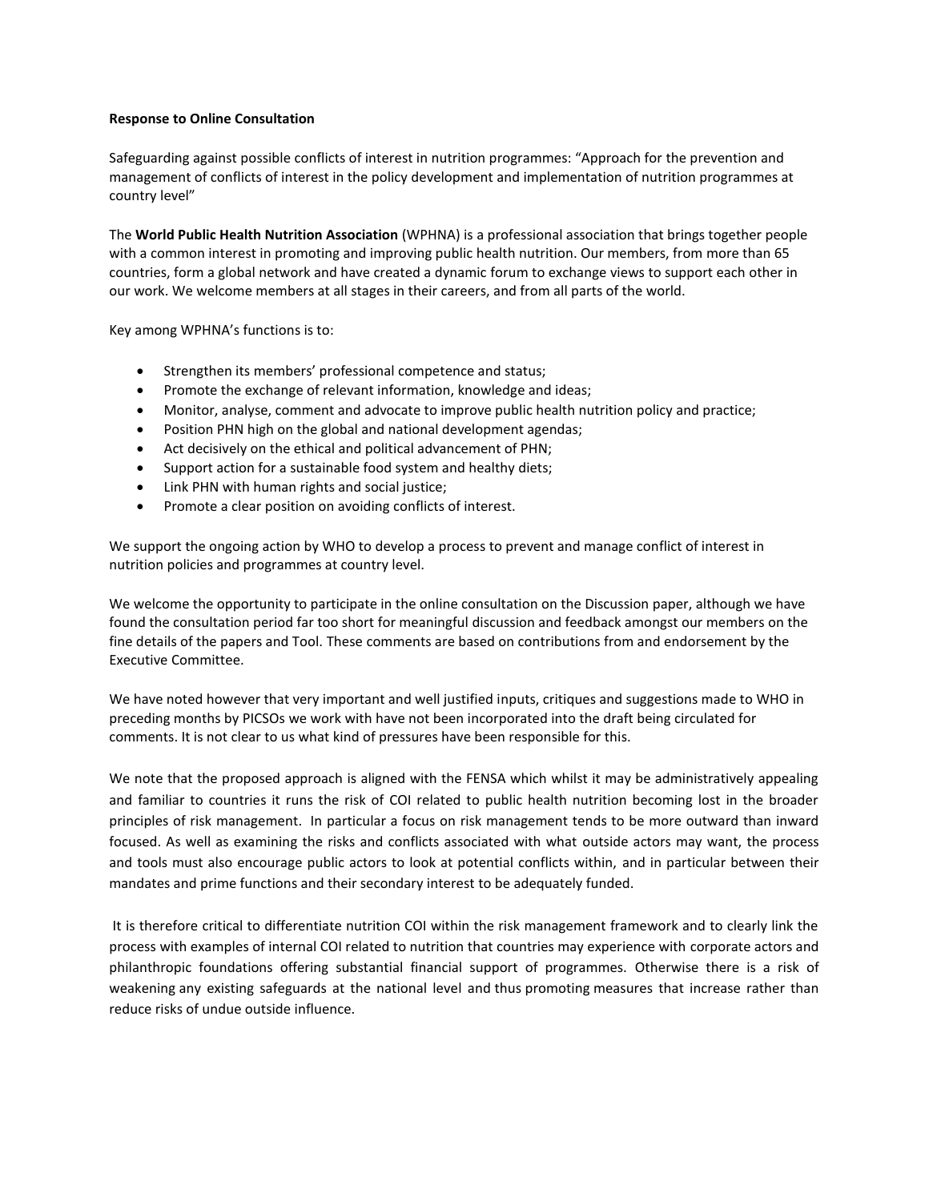**Response to Online Consultation**

Safeguarding against possible conflicts of interest in nutrition programmes: "Approach for the prevention and management of conflicts of interest in the policy development and implementation of nutrition programmes at country level"

The **World Public Health Nutrition Association** (WPHNA) is a professional association that brings together people with a common interest in promoting and improving public health nutrition. Our members, from more than 65 countries, form a global network and have created a dynamic forum to exchange views to support each other in our work. We welcome members at all stages in their careers, and from all parts of the world.

Key among WPHNA's functions is to:

- Strengthen its members' professional competence and status;
- Promote the exchange of relevant information, knowledge and ideas;
- Monitor, analyse, comment and advocate to improve public health nutrition policy and practice;
- Position PHN high on the global and national development agendas;
- Act decisively on the ethical and political advancement of PHN;
- Support action for a sustainable food system and healthy diets;
- Link PHN with human rights and social justice;
- Promote a clear position on avoiding conflicts of interest.

We support the ongoing action by WHO to develop a process to prevent and manage conflict of interest in nutrition policies and programmes at country level.

We welcome the opportunity to participate in the online consultation on the Discussion paper, although we have found the consultation period far too short for meaningful discussion and feedback amongst our members on the fine details of the papers and Tool. These comments are based on contributions from and endorsement by the Executive Committee.

We have noted however that very important and well justified inputs, critiques and suggestions made to WHO in preceding months by PICSOs we work with have not been incorporated into the draft being circulated for comments. It is not clear to us what kind of pressures have been responsible for this.

We note that the proposed approach is aligned with the FENSA which whilst it may be administratively appealing and familiar to countries it runs the risk of COI related to public health nutrition becoming lost in the broader principles of risk management. In particular a focus on risk management tends to be more outward than inward focused. As well as examining the risks and conflicts associated with what outside actors may want, the process and tools must also encourage public actors to look at potential conflicts within, and in particular between their mandates and prime functions and their secondary interest to be adequately funded.

It is therefore critical to differentiate nutrition COI within the risk management framework and to clearly link the process with examples of internal COI related to nutrition that countries may experience with corporate actors and philanthropic foundations offering substantial financial support of programmes. Otherwise there is a risk of weakening any existing safeguards at the national level and thus promoting measures that increase rather than reduce risks of undue outside influence.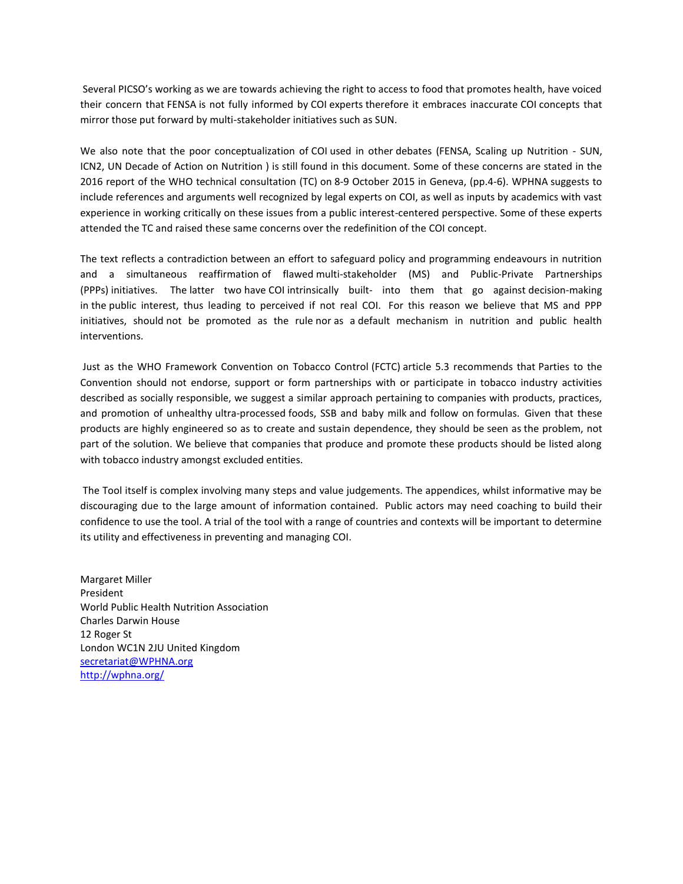Several PICSO's working as we are towards achieving the right to access to food that promotes health, have voiced their concern that FENSA is not fully informed by COI experts therefore it embraces inaccurate COI concepts that mirror those put forward by multi-stakeholder initiatives such as SUN.

We also note that the poor conceptualization of COI used in other debates (FENSA, Scaling up Nutrition - SUN, ICN2, UN Decade of Action on Nutrition ) is still found in this document. Some of these concerns are stated in the 2016 report of the WHO technical consultation (TC) on 8-9 October 2015 in Geneva, (pp.4-6). WPHNA suggests to include references and arguments well recognized by legal experts on COI, as well as inputs by academics with vast experience in working critically on these issues from a public interest-centered perspective. Some of these experts attended the TC and raised these same concerns over the redefinition of the COI concept.

The text reflects a contradiction between an effort to safeguard policy and programming endeavours in nutrition and a simultaneous reaffirmation of flawed multi-stakeholder (MS) and Public-Private Partnerships (PPPs) initiatives. The latter two have COI intrinsically built- into them that go against decision-making in the public interest, thus leading to perceived if not real COI. For this reason we believe that MS and PPP initiatives, should not be promoted as the rule nor as a default mechanism in nutrition and public health interventions.

Just as the WHO Framework Convention on Tobacco Control (FCTC) article 5.3 recommends that Parties to the Convention should not endorse, support or form partnerships with or participate in tobacco industry activities described as socially responsible, we suggest a similar approach pertaining to companies with products, practices, and promotion of unhealthy ultra-processed foods, SSB and baby milk and follow on formulas. Given that these products are highly engineered so as to create and sustain dependence, they should be seen as the problem, not part of the solution. We believe that companies that produce and promote these products should be listed along with tobacco industry amongst excluded entities.

The Tool itself is complex involving many steps and value judgements. The appendices, whilst informative may be discouraging due to the large amount of information contained. Public actors may need coaching to build their confidence to use the tool. A trial of the tool with a range of countries and contexts will be important to determine its utility and effectiveness in preventing and managing COI.

Margaret Miller
President
World Public Health Nutrition Association
Charles Darwin House
12 Roger St
London WC1N 2JU United Kingdom
secretariat@WPHNA.org
http://wphna.org/